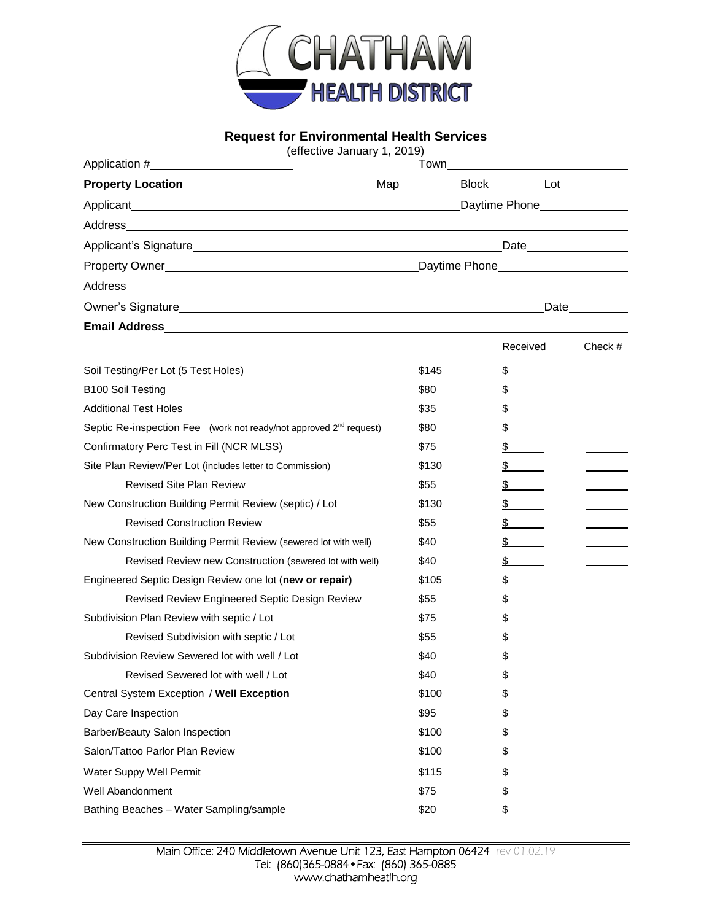# CHATHAM HEALTH DISTRICT

## Request for Environmental Health Services

(effective January 1, 2019)

Application #\_\_\_\_\_\_\_\_\_\_\_\_\_\_\_\_\_\_\_\_ Town\_\_\_\_\_\_\_\_\_\_\_\_\_\_\_\_\_\_\_\_\_\_\_\_\_\_

**Property Location**\_\_\_\_\_\_\_\_\_\_\_\_\_\_\_\_\_\_\_\_\_\_\_\_\_\_\_\_ Map\_\_\_\_\_\_\_\_ Block\_\_\_\_\_\_\_\_ Lot\_\_\_\_\_\_\_\_\_\_

Applicant\_\_\_\_\_\_\_\_\_\_\_\_\_\_\_\_\_\_\_\_\_\_\_\_\_\_\_\_\_\_\_\_\_\_\_\_\_\_\_\_\_\_\_\_\_\_\_\_ Daytime Phone\_\_\_\_\_\_\_\_\_\_\_\_\_\_

Address\_\_\_\_\_\_\_\_\_\_\_\_\_\_\_\_\_\_\_\_\_\_\_\_\_\_\_\_\_\_\_\_\_\_\_\_\_\_\_\_\_\_\_\_\_\_\_\_\_\_\_\_\_\_\_\_\_\_\_\_\_\_\_\_\_\_\_\_\_\_\_\_\_\_\_\_

Applicant's Signature\_\_\_\_\_\_\_\_\_\_\_\_\_\_\_\_\_\_\_\_\_\_\_\_\_\_\_\_\_\_\_\_\_\_\_\_\_\_\_\_\_\_\_\_\_\_\_\_ Date\_\_\_\_\_\_\_\_\_\_\_\_\_\_\_\_

Property Owner\_\_\_\_\_\_\_\_\_\_\_\_\_\_\_\_\_\_\_\_\_\_\_\_\_\_\_\_\_\_\_\_\_\_\_\_\_\_\_ Daytime Phone\_\_\_\_\_\_\_\_\_\_\_\_\_\_\_\_\_\_\_

Address\_\_\_\_\_\_\_\_\_\_\_\_\_\_\_\_\_\_\_\_\_\_\_\_\_\_\_\_\_\_\_\_\_\_\_\_\_\_\_\_\_\_\_\_\_\_\_\_\_\_\_\_\_\_\_\_\_\_\_\_\_\_\_\_\_\_\_\_\_\_\_\_\_\_\_\_

Owner's Signature\_\_\_\_\_\_\_\_\_\_\_\_\_\_\_\_\_\_\_\_\_\_\_\_\_\_\_\_\_\_\_\_\_\_\_\_\_\_\_\_\_\_\_\_\_\_\_\_\_\_\_\_\_\_\_\_\_\_\_\_ Date\_\_\_\_\_\_\_\_\_

**Email Address**\_\_\_\_\_\_\_\_\_\_\_\_\_\_\_\_\_\_\_\_\_\_\_\_\_\_\_\_\_\_\_\_\_\_\_\_\_\_\_\_\_\_\_\_\_\_\_\_\_\_\_\_\_\_\_\_\_\_\_\_\_\_\_\_\_\_\_\_\_\_\_

| Service | Fee | Received | Check # |
|---|---|---|---|
| Soil Testing/Per Lot (5 Test Holes) | $145 | $ | |
| B100 Soil Testing | $80 | $ | |
| Additional Test Holes | $35 | $ | |
| Septic Re-inspection Fee (work not ready/not approved 2nd request) | $80 | $ | |
| Confirmatory Perc Test in Fill (NCR MLSS) | $75 | $ | |
| Site Plan Review/Per Lot (includes letter to Commission) | $130 | $ | |
| Revised Site Plan Review | $55 | $ | |
| New Construction Building Permit Review (septic) / Lot | $130 | $ | |
| Revised Construction Review | $55 | $ | |
| New Construction Building Permit Review (sewered lot with well) | $40 | $ | |
| Revised Review new Construction (sewered lot with well) | $40 | $ | |
| Engineered Septic Design Review one lot (**new or repair)** | $105 | $ | |
| Revised Review Engineered Septic Design Review | $55 | $ | |
| Subdivision Plan Review with septic / Lot | $75 | $ | |
| Revised Subdivision with septic / Lot | $55 | $ | |
| Subdivision Review Sewered lot with well / Lot | $40 | $ | |
| Revised Sewered lot with well / Lot | $40 | $ | |
| Central System Exception / **Well Exception** | $100 | $ | |
| Day Care Inspection | $95 | $ | |
| Barber/Beauty Salon Inspection | $100 | $ | |
| Salon/Tattoo Parlor Plan Review | $100 | $ | |
| Water Suppy Well Permit | $115 | $ | |
| Well Abandonment | $75 | $ | |
| Bathing Beaches – Water Sampling/sample | $20 | $ | |

Main Office: 240 Middletown Avenue Unit 123, East Hampton 06424 rev 01.02.19
Tel: (860)365-0884 • Fax: (860) 365-0885
www.chathamheatlh.org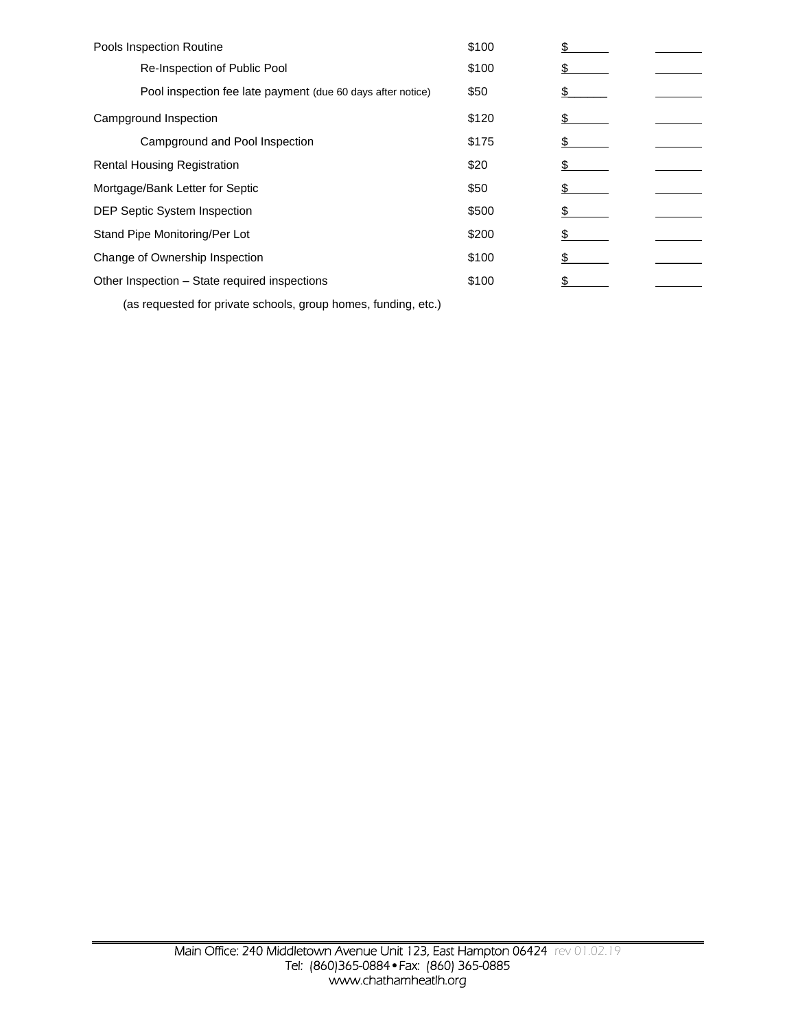| | | | |
|---|---|---|---|
| Pools Inspection Routine | $100 | $______ | ______ |
| Re-Inspection of Public Pool | $100 | $______ | ______ |
| Pool inspection fee late payment (due 60 days after notice) | $50 | $______ | ______ |
| Campground Inspection | $120 | $______ | ______ |
| Campground and Pool Inspection | $175 | $______ | ______ |
| Rental Housing Registration | $20 | $______ | ______ |
| Mortgage/Bank Letter for Septic | $50 | $______ | ______ |
| DEP Septic System Inspection | $500 | $______ | ______ |
| Stand Pipe Monitoring/Per Lot | $200 | $______ | ______ |
| Change of Ownership Inspection | $100 | $______ | ______ |
| Other Inspection – State required inspections (as requested for private schools, group homes, funding, etc.) | $100 | $______ | ______ |

Main Office: 240 Middletown Avenue Unit 123, East Hampton 06424 rev 01.02.19
Tel: (860)365-0884 • Fax: (860) 365-0885
www.chathamheatlh.org